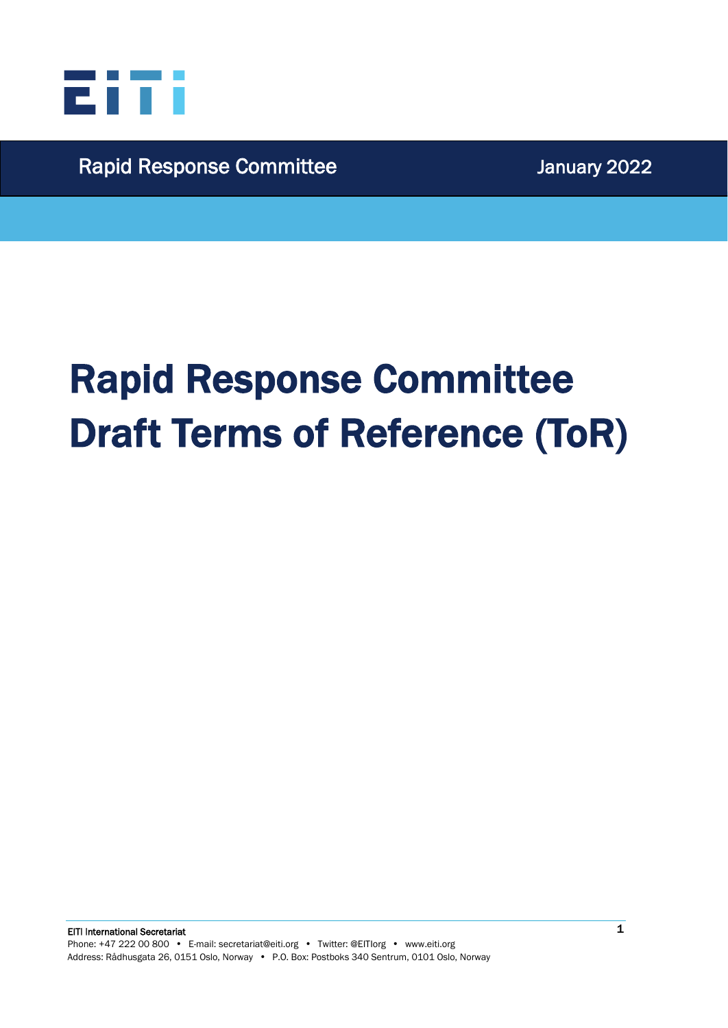Rapid Response Committee

January 2022

# Rapid Response Committee Draft Terms of Reference (ToR)

EITI International Secretariat
Phone: +47 222 00 800 • E-mail: secretariat@eiti.org • Twitter: @EITIorg • www.eiti.org
Address: Rådhusgata 26, 0151 Oslo, Norway • P.O. Box: Postboks 340 Sentrum, 0101 Oslo, Norway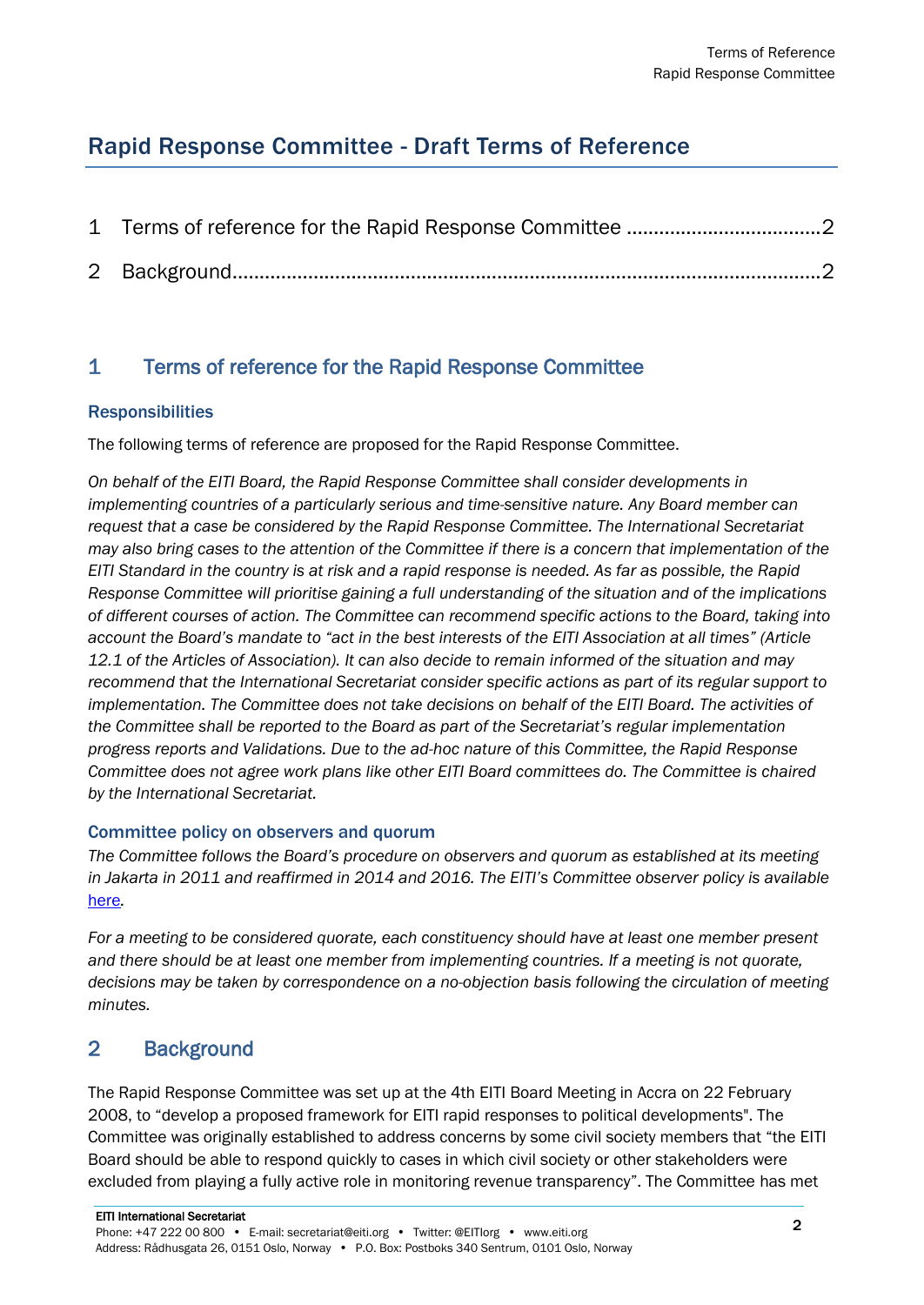# Rapid Response Committee - Draft Terms of Reference

1 Terms of reference for the Rapid Response Committee ....................................2

2 Background.............................................................................................................2

## 1 Terms of reference for the Rapid Response Committee

### Responsibilities

The following terms of reference are proposed for the Rapid Response Committee.

*On behalf of the EITI Board, the Rapid Response Committee shall consider developments in implementing countries of a particularly serious and time-sensitive nature. Any Board member can request that a case be considered by the Rapid Response Committee. The International Secretariat may also bring cases to the attention of the Committee if there is a concern that implementation of the EITI Standard in the country is at risk and a rapid response is needed. As far as possible, the Rapid Response Committee will prioritise gaining a full understanding of the situation and of the implications of different courses of action. The Committee can recommend specific actions to the Board, taking into account the Board's mandate to "act in the best interests of the EITI Association at all times" (Article 12.1 of the Articles of Association). It can also decide to remain informed of the situation and may recommend that the International Secretariat consider specific actions as part of its regular support to implementation. The Committee does not take decisions on behalf of the EITI Board. The activities of the Committee shall be reported to the Board as part of the Secretariat's regular implementation progress reports and Validations. Due to the ad-hoc nature of this Committee, the Rapid Response Committee does not agree work plans like other EITI Board committees do. The Committee is chaired by the International Secretariat.*

### Committee policy on observers and quorum

*The Committee follows the Board's procedure on observers and quorum as established at its meeting in Jakarta in 2011 and reaffirmed in 2014 and 2016. The EITI's Committee observer policy is available* [here](here)*.*

*For a meeting to be considered quorate, each constituency should have at least one member present and there should be at least one member from implementing countries. If a meeting is not quorate, decisions may be taken by correspondence on a no-objection basis following the circulation of meeting minutes.*

## 2 Background

The Rapid Response Committee was set up at the 4th EITI Board Meeting in Accra on 22 February 2008, to "develop a proposed framework for EITI rapid responses to political developments". The Committee was originally established to address concerns by some civil society members that "the EITI Board should be able to respond quickly to cases in which civil society or other stakeholders were excluded from playing a fully active role in monitoring revenue transparency". The Committee has met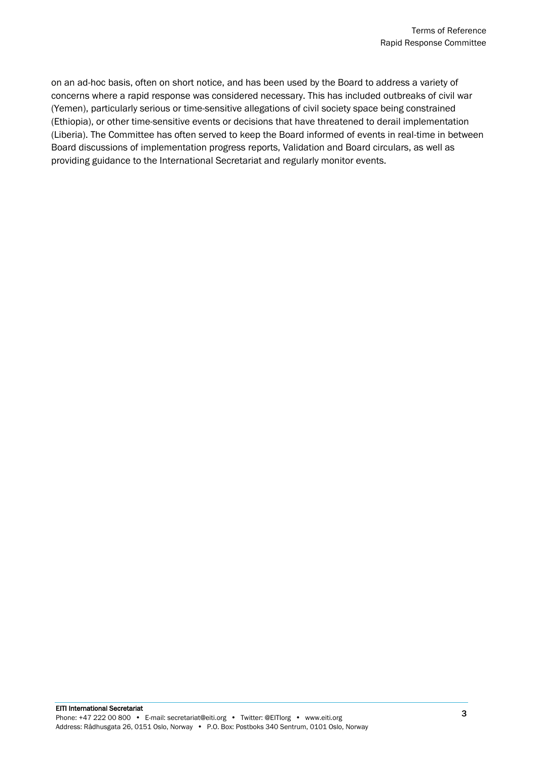on an ad-hoc basis, often on short notice, and has been used by the Board to address a variety of concerns where a rapid response was considered necessary. This has included outbreaks of civil war (Yemen), particularly serious or time-sensitive allegations of civil society space being constrained (Ethiopia), or other time-sensitive events or decisions that have threatened to derail implementation (Liberia). The Committee has often served to keep the Board informed of events in real-time in between Board discussions of implementation progress reports, Validation and Board circulars, as well as providing guidance to the International Secretariat and regularly monitor events.